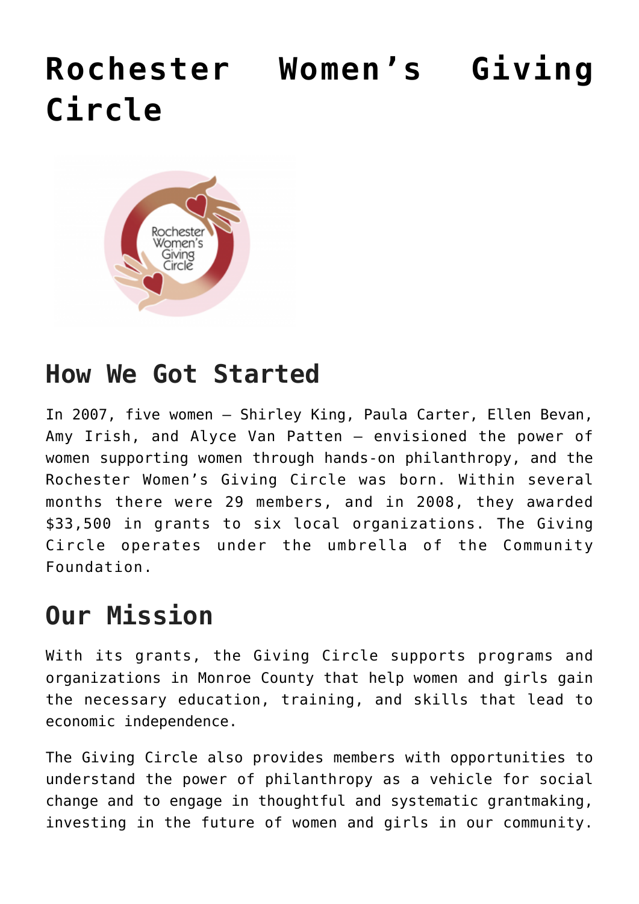# Rochester Women's Giving Circle

## How We Got Started

In 2007, five women – Shirley King, Paula Carter, Ellen Bevan, Amy Irish, and Alyce Van Patten – envisioned the power of women supporting women through hands-on philanthropy, and the Rochester Women's Giving Circle was born. Within several months there were 29 members, and in 2008, they awarded $33,500 in grants to six local organizations. The Giving Circle operates under the umbrella of the Community Foundation.

## Our Mission

With its grants, the Giving Circle supports programs and organizations in Monroe County that help women and girls gain the necessary education, training, and skills that lead to economic independence.

The Giving Circle also provides members with opportunities to understand the power of philanthropy as a vehicle for social change and to engage in thoughtful and systematic grantmaking, investing in the future of women and girls in our community.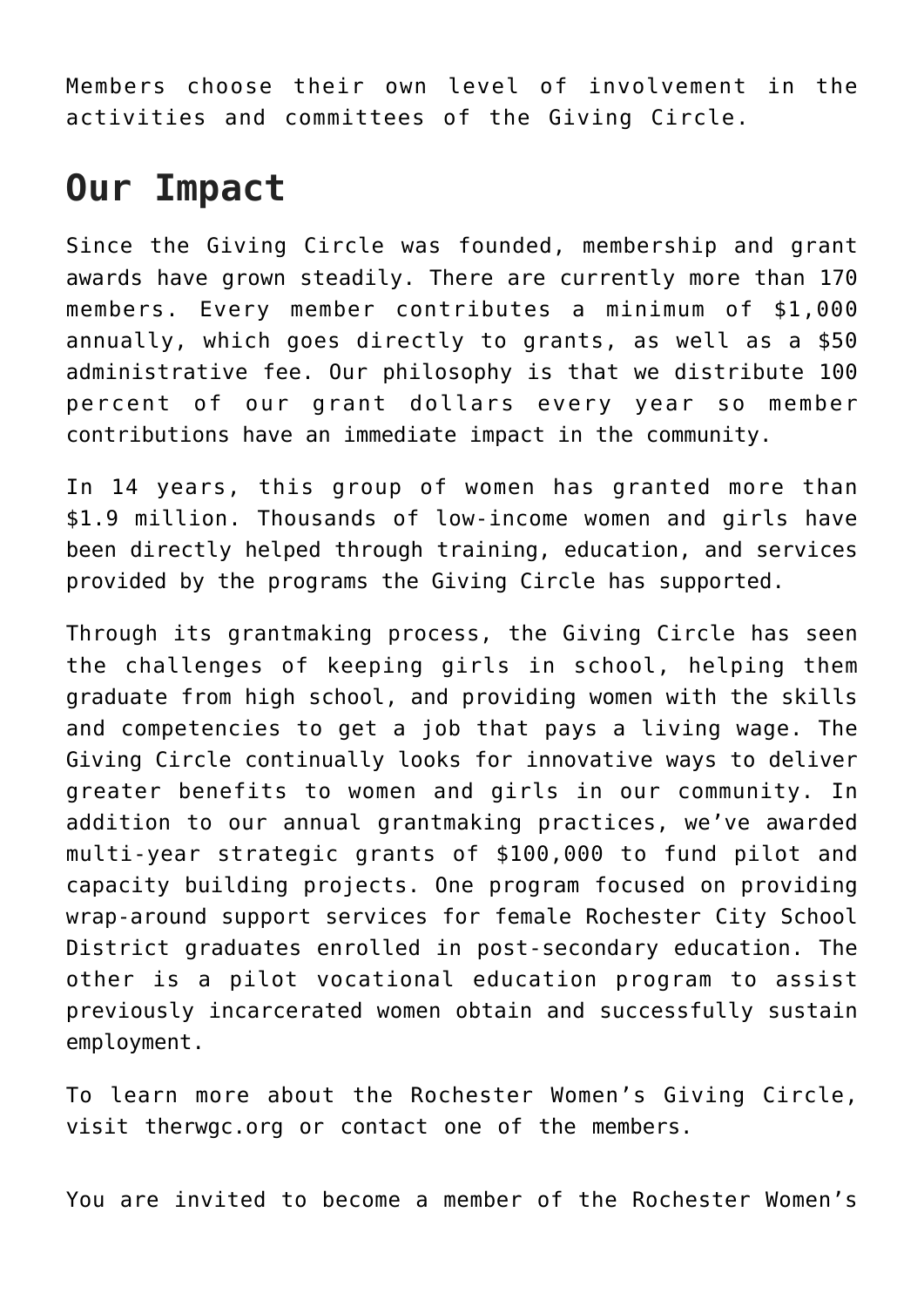Members choose their own level of involvement in the activities and committees of the Giving Circle.

## Our Impact

Since the Giving Circle was founded, membership and grant awards have grown steadily. There are currently more than 170 members. Every member contributes a minimum of $1,000 annually, which goes directly to grants, as well as a $50 administrative fee. Our philosophy is that we distribute 100 percent of our grant dollars every year so member contributions have an immediate impact in the community.

In 14 years, this group of women has granted more than $1.9 million. Thousands of low-income women and girls have been directly helped through training, education, and services provided by the programs the Giving Circle has supported.

Through its grantmaking process, the Giving Circle has seen the challenges of keeping girls in school, helping them graduate from high school, and providing women with the skills and competencies to get a job that pays a living wage. The Giving Circle continually looks for innovative ways to deliver greater benefits to women and girls in our community. In addition to our annual grantmaking practices, we've awarded multi-year strategic grants of $100,000 to fund pilot and capacity building projects. One program focused on providing wrap-around support services for female Rochester City School District graduates enrolled in post-secondary education. The other is a pilot vocational education program to assist previously incarcerated women obtain and successfully sustain employment.

To learn more about the Rochester Women's Giving Circle, visit therwgc.org or contact one of the members.

You are invited to become a member of the Rochester Women's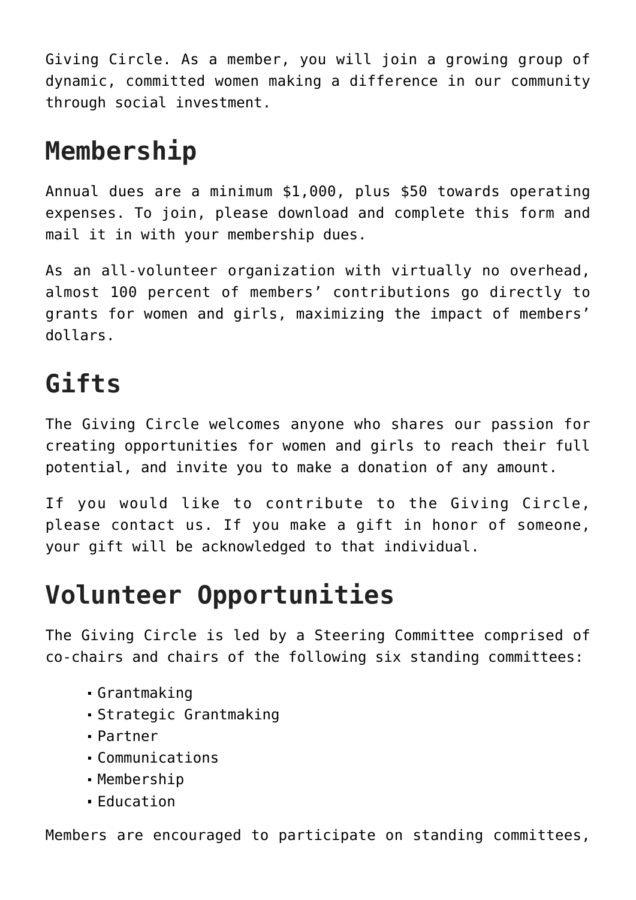Giving Circle. As a member, you will join a growing group of dynamic, committed women making a difference in our community through social investment.

## Membership

Annual dues are a minimum $1,000, plus $50 towards operating expenses. To join, please download and complete this form and mail it in with your membership dues.

As an all-volunteer organization with virtually no overhead, almost 100 percent of members' contributions go directly to grants for women and girls, maximizing the impact of members' dollars.

## Gifts

The Giving Circle welcomes anyone who shares our passion for creating opportunities for women and girls to reach their full potential, and invite you to make a donation of any amount.

If you would like to contribute to the Giving Circle, please contact us. If you make a gift in honor of someone, your gift will be acknowledged to that individual.

## Volunteer Opportunities

The Giving Circle is led by a Steering Committee comprised of co-chairs and chairs of the following six standing committees:

- Grantmaking
- Strategic Grantmaking
- Partner
- Communications
- Membership
- Education

Members are encouraged to participate on standing committees,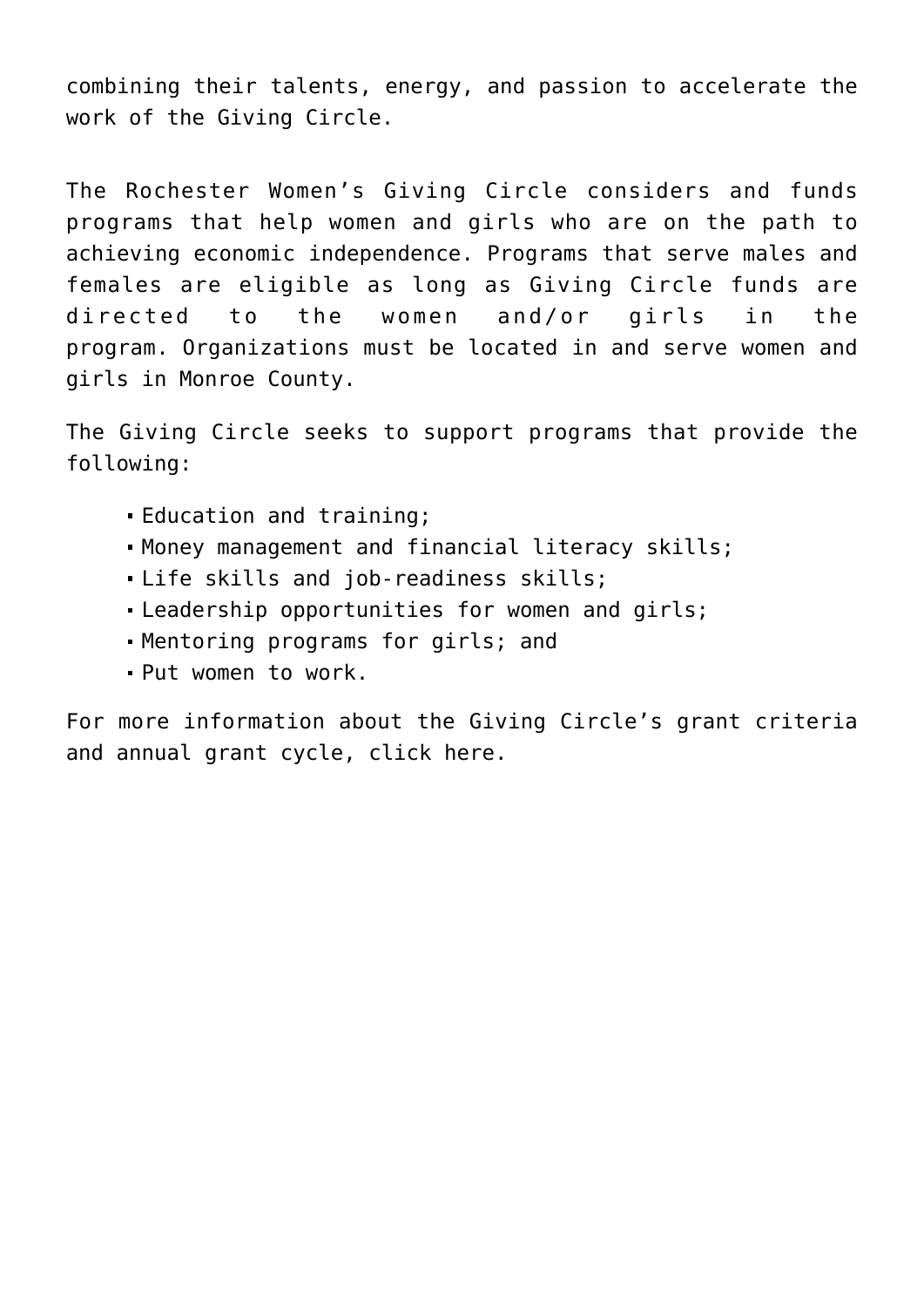combining their talents, energy, and passion to accelerate the work of the Giving Circle.

The Rochester Women's Giving Circle considers and funds programs that help women and girls who are on the path to achieving economic independence. Programs that serve males and females are eligible as long as Giving Circle funds are directed to the women and/or girls in the program. Organizations must be located in and serve women and girls in Monroe County.

The Giving Circle seeks to support programs that provide the following:

- Education and training;
- Money management and financial literacy skills;
- Life skills and job-readiness skills;
- Leadership opportunities for women and girls;
- Mentoring programs for girls; and
- Put women to work.

For more information about the Giving Circle's grant criteria and annual grant cycle, click here.